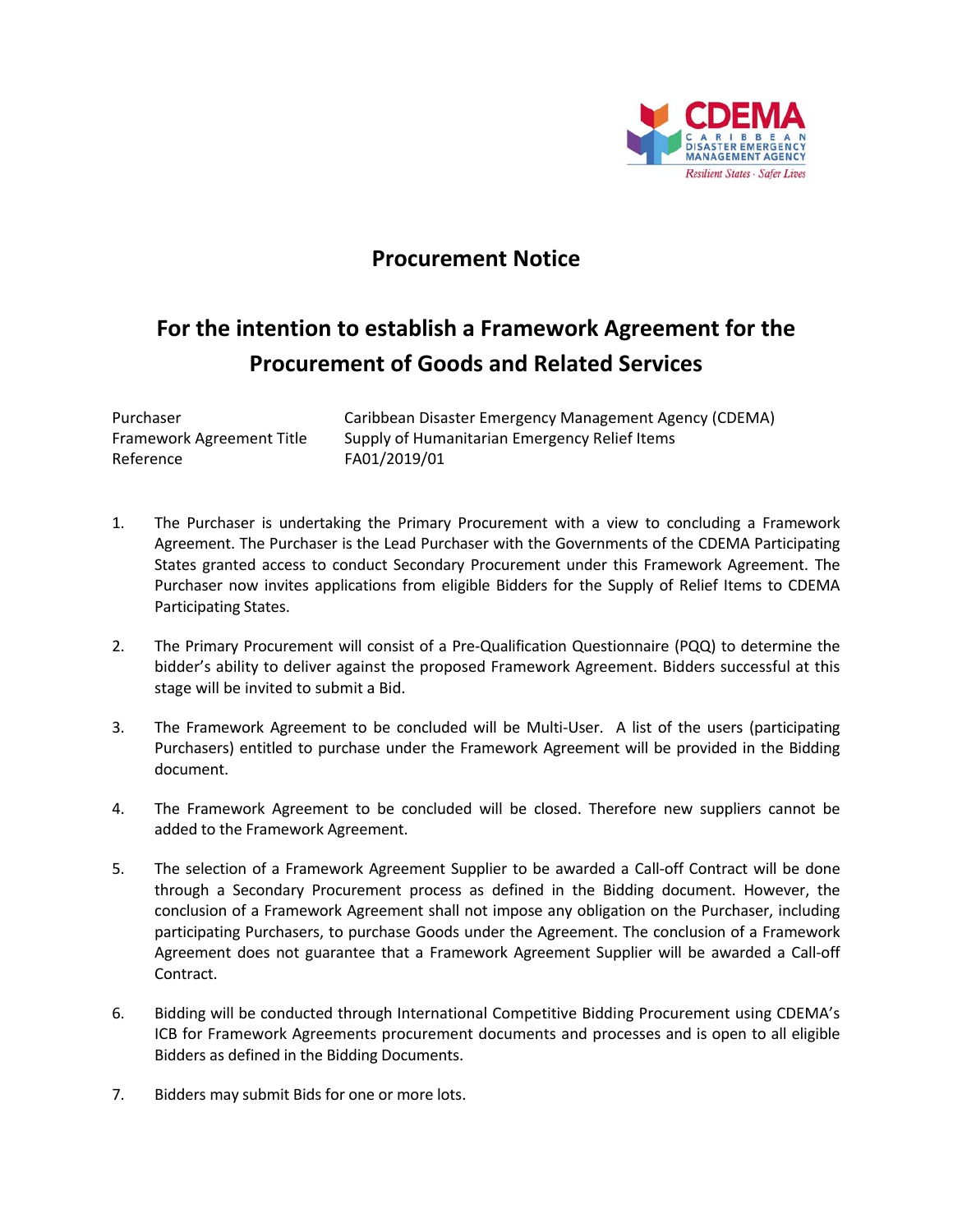# Procurement Notice

## For the intention to establish a Framework Agreement for the Procurement of Goods and Related Services

| | |
|---|---|
| Purchaser | Caribbean Disaster Emergency Management Agency (CDEMA) |
| Framework Agreement Title | Supply of Humanitarian Emergency Relief Items |
| Reference | FA01/2019/01 |

1. The Purchaser is undertaking the Primary Procurement with a view to concluding a Framework Agreement. The Purchaser is the Lead Purchaser with the Governments of the CDEMA Participating States granted access to conduct Secondary Procurement under this Framework Agreement. The Purchaser now invites applications from eligible Bidders for the Supply of Relief Items to CDEMA Participating States.

2. The Primary Procurement will consist of a Pre-Qualification Questionnaire (PQQ) to determine the bidder's ability to deliver against the proposed Framework Agreement. Bidders successful at this stage will be invited to submit a Bid.

3. The Framework Agreement to be concluded will be Multi-User. A list of the users (participating Purchasers) entitled to purchase under the Framework Agreement will be provided in the Bidding document.

4. The Framework Agreement to be concluded will be closed. Therefore new suppliers cannot be added to the Framework Agreement.

5. The selection of a Framework Agreement Supplier to be awarded a Call-off Contract will be done through a Secondary Procurement process as defined in the Bidding document. However, the conclusion of a Framework Agreement shall not impose any obligation on the Purchaser, including participating Purchasers, to purchase Goods under the Agreement. The conclusion of a Framework Agreement does not guarantee that a Framework Agreement Supplier will be awarded a Call-off Contract.

6. Bidding will be conducted through International Competitive Bidding Procurement using CDEMA's ICB for Framework Agreements procurement documents and processes and is open to all eligible Bidders as defined in the Bidding Documents.

7. Bidders may submit Bids for one or more lots.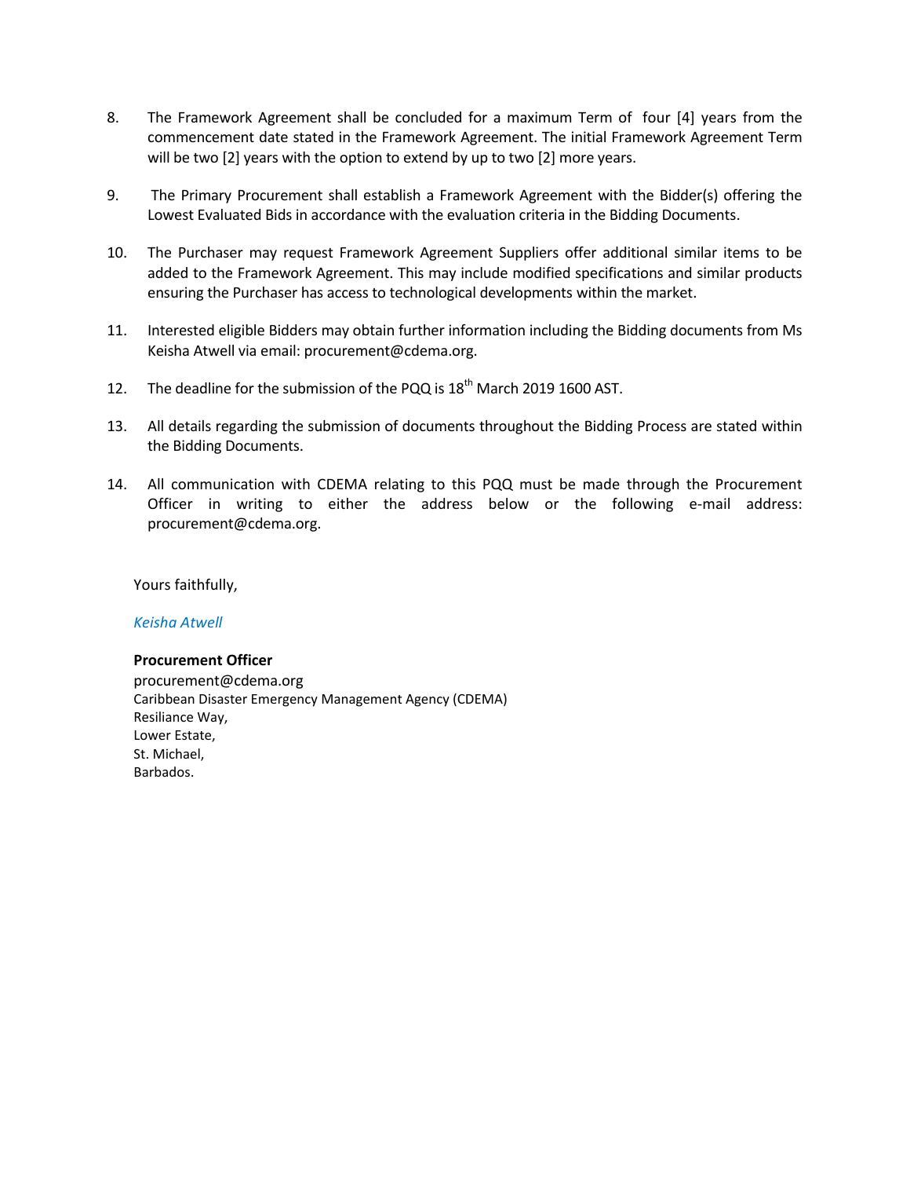8. The Framework Agreement shall be concluded for a maximum Term of four [4] years from the commencement date stated in the Framework Agreement. The initial Framework Agreement Term will be two [2] years with the option to extend by up to two [2] more years.

9. The Primary Procurement shall establish a Framework Agreement with the Bidder(s) offering the Lowest Evaluated Bids in accordance with the evaluation criteria in the Bidding Documents.

10. The Purchaser may request Framework Agreement Suppliers offer additional similar items to be added to the Framework Agreement. This may include modified specifications and similar products ensuring the Purchaser has access to technological developments within the market.

11. Interested eligible Bidders may obtain further information including the Bidding documents from Ms Keisha Atwell via email: procurement@cdema.org.

12. The deadline for the submission of the PQQ is 18th March 2019 1600 AST.

13. All details regarding the submission of documents throughout the Bidding Process are stated within the Bidding Documents.

14. All communication with CDEMA relating to this PQQ must be made through the Procurement Officer in writing to either the address below or the following e-mail address: procurement@cdema.org.

Yours faithfully,

*Keisha Atwell*

**Procurement Officer**
procurement@cdema.org
Caribbean Disaster Emergency Management Agency (CDEMA)
Resiliance Way,
Lower Estate,
St. Michael,
Barbados.